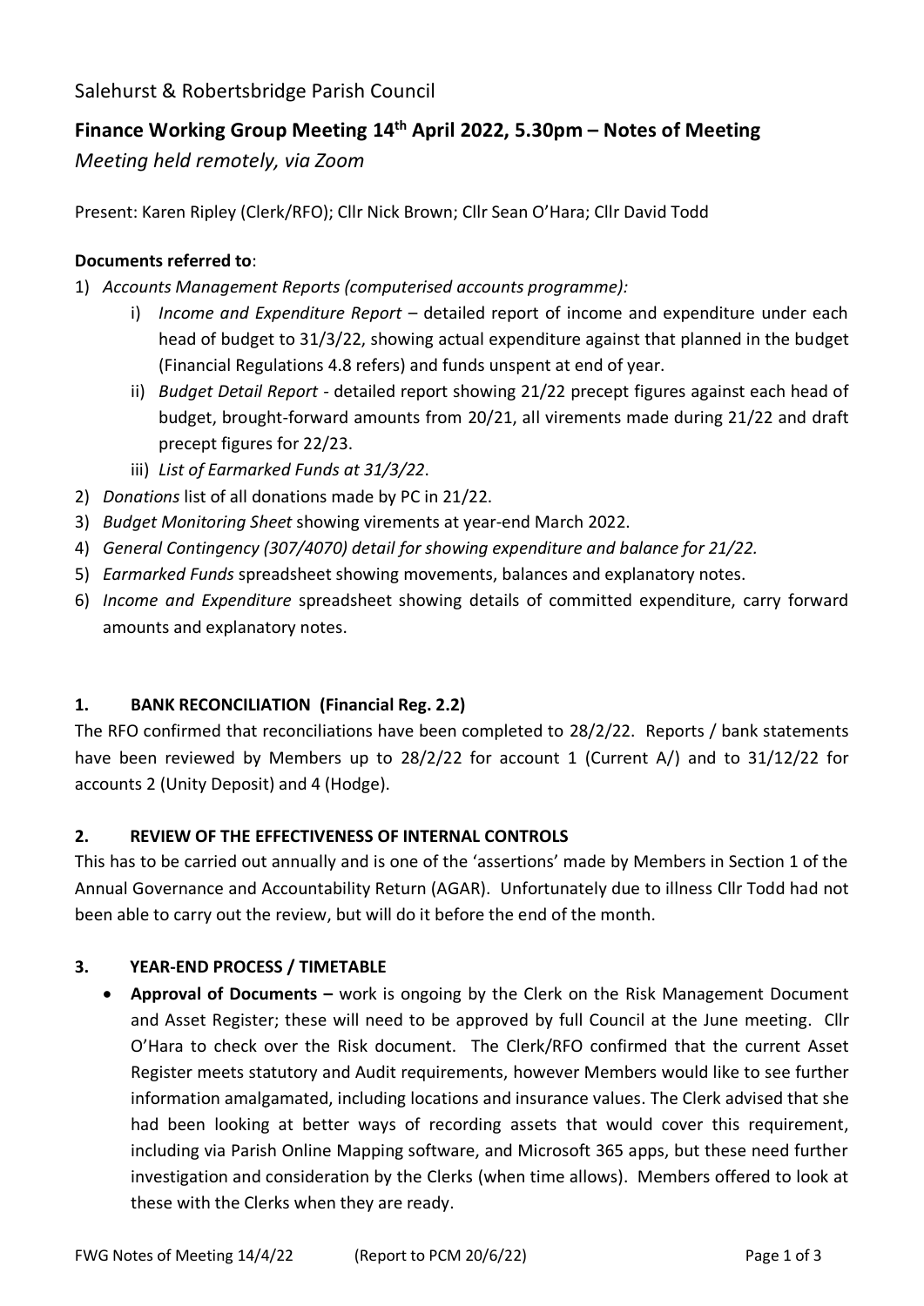Salehurst & Robertsbridge Parish Council

# Finance Working Group Meeting 14th April 2022, 5.30pm – Notes of Meeting

*Meeting held remotely, via Zoom*

Present: Karen Ripley (Clerk/RFO); Cllr Nick Brown; Cllr Sean O'Hara; Cllr David Todd

**Documents referred to**:

1) *Accounts Management Reports (computerised accounts programme):*
   i) *Income and Expenditure Report* – detailed report of income and expenditure under each head of budget to 31/3/22, showing actual expenditure against that planned in the budget (Financial Regulations 4.8 refers) and funds unspent at end of year.
   ii) *Budget Detail Report* - detailed report showing 21/22 precept figures against each head of budget, brought-forward amounts from 20/21, all virements made during 21/22 and draft precept figures for 22/23.
   iii) *List of Earmarked Funds at 31/3/22*.
2) *Donations* list of all donations made by PC in 21/22.
3) *Budget Monitoring Sheet* showing virements at year-end March 2022.
4) *General Contingency (307/4070) detail for showing expenditure and balance for 21/22.*
5) *Earmarked Funds* spreadsheet showing movements, balances and explanatory notes.
6) *Income and Expenditure* spreadsheet showing details of committed expenditure, carry forward amounts and explanatory notes.

## 1. BANK RECONCILIATION (Financial Reg. 2.2)

The RFO confirmed that reconciliations have been completed to 28/2/22. Reports / bank statements have been reviewed by Members up to 28/2/22 for account 1 (Current A/) and to 31/12/22 for accounts 2 (Unity Deposit) and 4 (Hodge).

## 2. REVIEW OF THE EFFECTIVENESS OF INTERNAL CONTROLS

This has to be carried out annually and is one of the 'assertions' made by Members in Section 1 of the Annual Governance and Accountability Return (AGAR). Unfortunately due to illness Cllr Todd had not been able to carry out the review, but will do it before the end of the month.

## 3. YEAR-END PROCESS / TIMETABLE

- **Approval of Documents –** work is ongoing by the Clerk on the Risk Management Document and Asset Register; these will need to be approved by full Council at the June meeting. Cllr O'Hara to check over the Risk document. The Clerk/RFO confirmed that the current Asset Register meets statutory and Audit requirements, however Members would like to see further information amalgamated, including locations and insurance values. The Clerk advised that she had been looking at better ways of recording assets that would cover this requirement, including via Parish Online Mapping software, and Microsoft 365 apps, but these need further investigation and consideration by the Clerks (when time allows). Members offered to look at these with the Clerks when they are ready.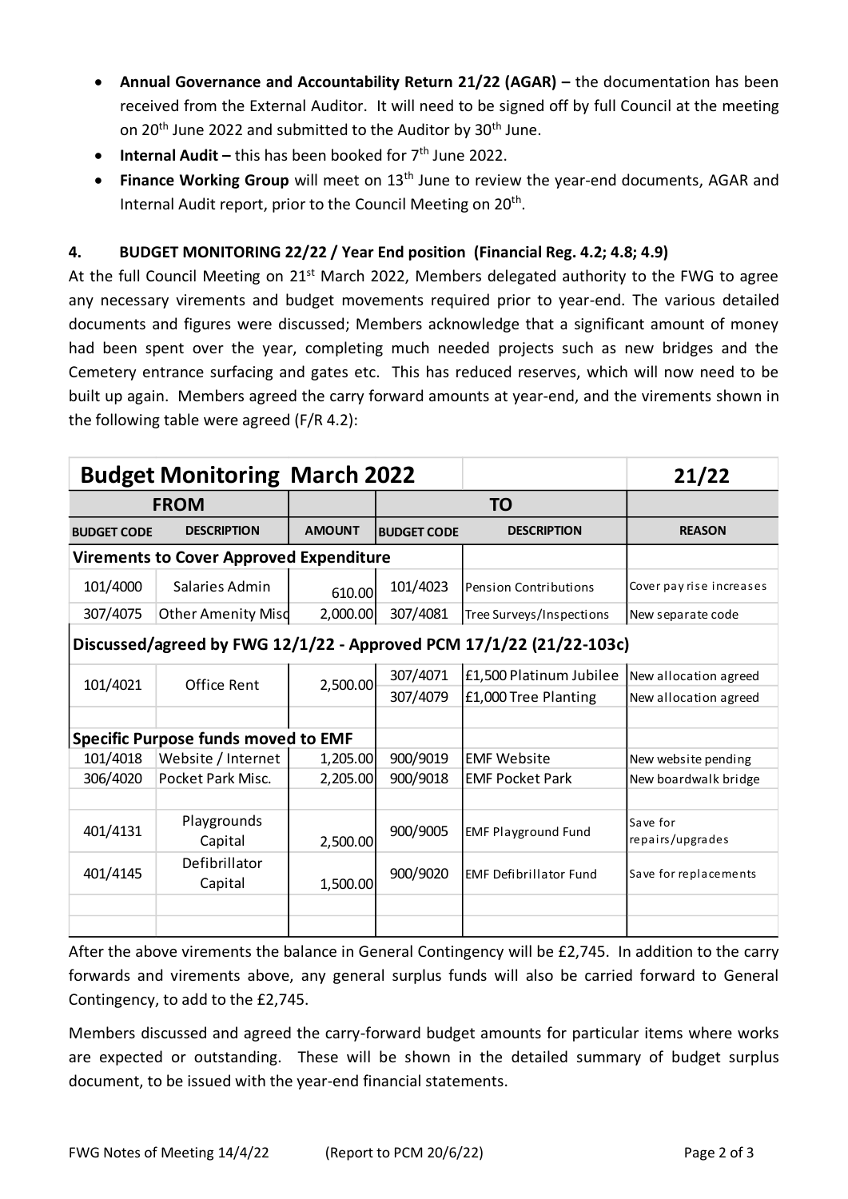- **Annual Governance and Accountability Return 21/22 (AGAR) –** the documentation has been received from the External Auditor. It will need to be signed off by full Council at the meeting on 20th June 2022 and submitted to the Auditor by 30th June.
- **Internal Audit –** this has been booked for 7th June 2022.
- **Finance Working Group** will meet on 13th June to review the year-end documents, AGAR and Internal Audit report, prior to the Council Meeting on 20th.

## 4. BUDGET MONITORING 22/22 / Year End position (Financial Reg. 4.2; 4.8; 4.9)

At the full Council Meeting on 21st March 2022, Members delegated authority to the FWG to agree any necessary virements and budget movements required prior to year-end. The various detailed documents and figures were discussed; Members acknowledge that a significant amount of money had been spent over the year, completing much needed projects such as new bridges and the Cemetery entrance surfacing and gates etc. This has reduced reserves, which will now need to be built up again. Members agreed the carry forward amounts at year-end, and the virements shown in the following table were agreed (F/R 4.2):

| Budget Monitoring March 2022 | | | | | 21/22 |
|---|---|---|---|---|---|
| FROM | | | TO | | |
| BUDGET CODE | DESCRIPTION | AMOUNT | BUDGET CODE | DESCRIPTION | REASON |
| **Virements to Cover Approved Expenditure** | | | | | |
| 101/4000 | Salaries Admin | 610.00 | 101/4023 | Pension Contributions | Cover pay rise increases |
| 307/4075 | Other Amenity Misc | 2,000.00 | 307/4081 | Tree Surveys/Inspections | New separate code |
| **Discussed/agreed by FWG 12/1/22 - Approved PCM 17/1/22 (21/22-103c)** | | | | | |
| 101/4021 | Office Rent | 2,500.00 | 307/4071 | £1,500 Platinum Jubilee | New allocation agreed |
| | | | 307/4079 | £1,000 Tree Planting | New allocation agreed |
| **Specific Purpose funds moved to EMF** | | | | | |
| 101/4018 | Website / Internet | 1,205.00 | 900/9019 | EMF Website | New website pending |
| 306/4020 | Pocket Park Misc. | 2,205.00 | 900/9018 | EMF Pocket Park | New boardwalk bridge |
| 401/4131 | Playgrounds Capital | 2,500.00 | 900/9005 | EMF Playground Fund | Save for repairs/upgrades |
| 401/4145 | Defibrillator Capital | 1,500.00 | 900/9020 | EMF Defibrillator Fund | Save for replacements |

After the above virements the balance in General Contingency will be £2,745. In addition to the carry forwards and virements above, any general surplus funds will also be carried forward to General Contingency, to add to the £2,745.

Members discussed and agreed the carry-forward budget amounts for particular items where works are expected or outstanding. These will be shown in the detailed summary of budget surplus document, to be issued with the year-end financial statements.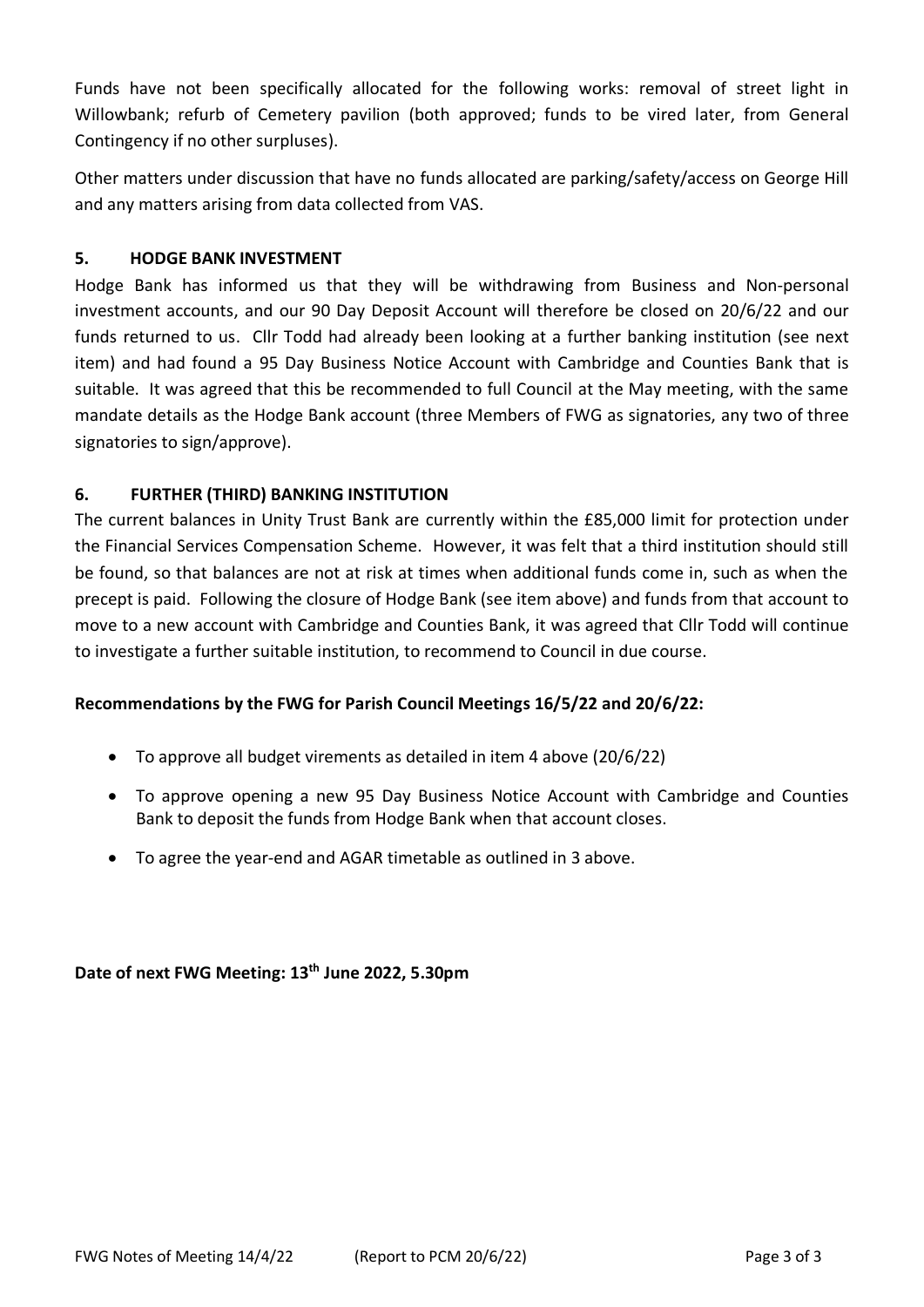Funds have not been specifically allocated for the following works: removal of street light in Willowbank; refurb of Cemetery pavilion (both approved; funds to be vired later, from General Contingency if no other surpluses).

Other matters under discussion that have no funds allocated are parking/safety/access on George Hill and any matters arising from data collected from VAS.

## 5. HODGE BANK INVESTMENT

Hodge Bank has informed us that they will be withdrawing from Business and Non-personal investment accounts, and our 90 Day Deposit Account will therefore be closed on 20/6/22 and our funds returned to us. Cllr Todd had already been looking at a further banking institution (see next item) and had found a 95 Day Business Notice Account with Cambridge and Counties Bank that is suitable. It was agreed that this be recommended to full Council at the May meeting, with the same mandate details as the Hodge Bank account (three Members of FWG as signatories, any two of three signatories to sign/approve).

## 6. FURTHER (THIRD) BANKING INSTITUTION

The current balances in Unity Trust Bank are currently within the £85,000 limit for protection under the Financial Services Compensation Scheme. However, it was felt that a third institution should still be found, so that balances are not at risk at times when additional funds come in, such as when the precept is paid. Following the closure of Hodge Bank (see item above) and funds from that account to move to a new account with Cambridge and Counties Bank, it was agreed that Cllr Todd will continue to investigate a further suitable institution, to recommend to Council in due course.

**Recommendations by the FWG for Parish Council Meetings 16/5/22 and 20/6/22:**

- To approve all budget virements as detailed in item 4 above (20/6/22)
- To approve opening a new 95 Day Business Notice Account with Cambridge and Counties Bank to deposit the funds from Hodge Bank when that account closes.
- To agree the year-end and AGAR timetable as outlined in 3 above.

**Date of next FWG Meeting: 13th June 2022, 5.30pm**